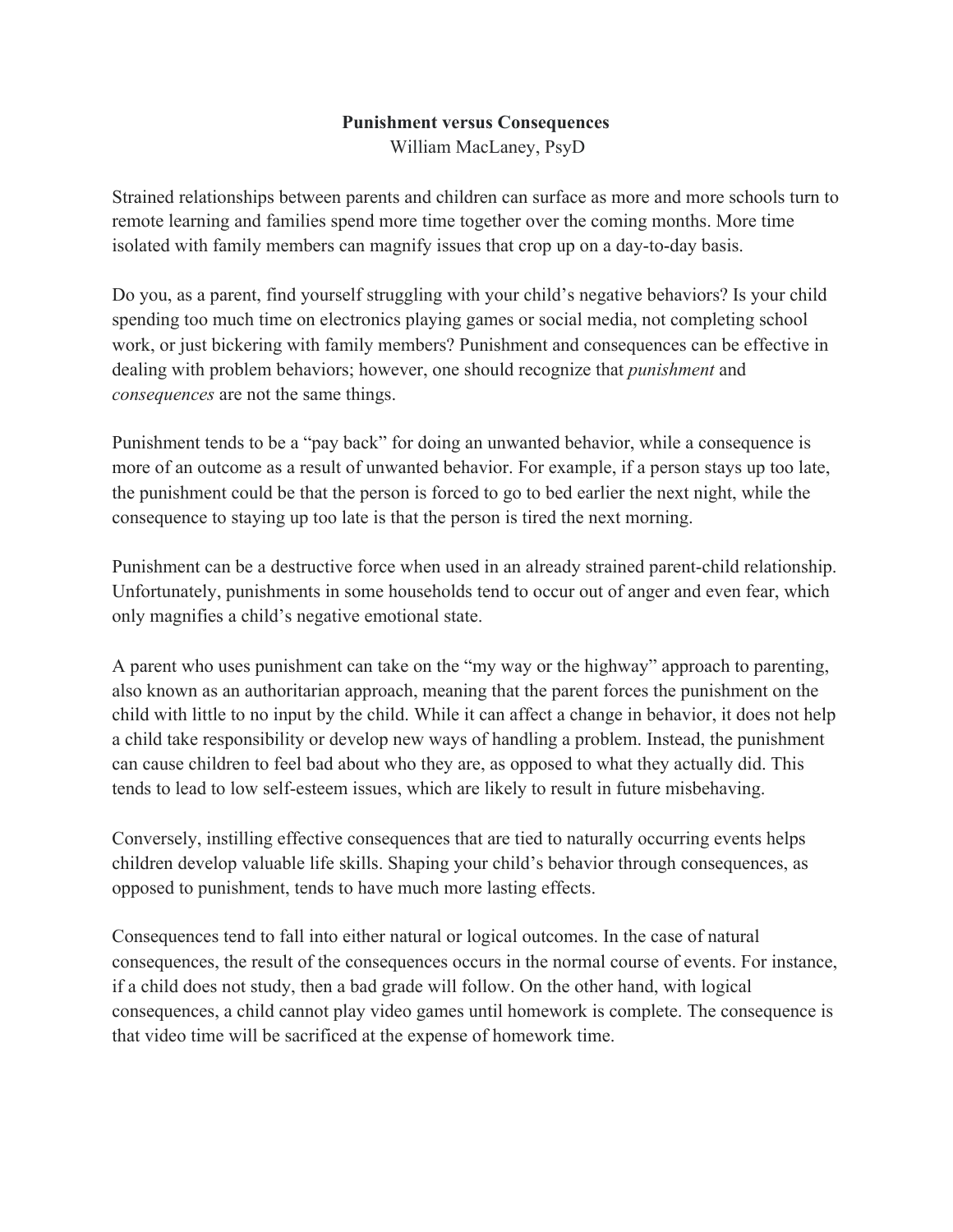# Punishment versus Consequences

William MacLaney, PsyD

Strained relationships between parents and children can surface as more and more schools turn to remote learning and families spend more time together over the coming months. More time isolated with family members can magnify issues that crop up on a day-to-day basis.

Do you, as a parent, find yourself struggling with your child's negative behaviors? Is your child spending too much time on electronics playing games or social media, not completing school work, or just bickering with family members? Punishment and consequences can be effective in dealing with problem behaviors; however, one should recognize that *punishment* and *consequences* are not the same things.

Punishment tends to be a "pay back" for doing an unwanted behavior, while a consequence is more of an outcome as a result of unwanted behavior. For example, if a person stays up too late, the punishment could be that the person is forced to go to bed earlier the next night, while the consequence to staying up too late is that the person is tired the next morning.

Punishment can be a destructive force when used in an already strained parent-child relationship. Unfortunately, punishments in some households tend to occur out of anger and even fear, which only magnifies a child's negative emotional state.

A parent who uses punishment can take on the "my way or the highway" approach to parenting, also known as an authoritarian approach, meaning that the parent forces the punishment on the child with little to no input by the child. While it can affect a change in behavior, it does not help a child take responsibility or develop new ways of handling a problem. Instead, the punishment can cause children to feel bad about who they are, as opposed to what they actually did. This tends to lead to low self-esteem issues, which are likely to result in future misbehaving.

Conversely, instilling effective consequences that are tied to naturally occurring events helps children develop valuable life skills. Shaping your child's behavior through consequences, as opposed to punishment, tends to have much more lasting effects.

Consequences tend to fall into either natural or logical outcomes. In the case of natural consequences, the result of the consequences occurs in the normal course of events. For instance, if a child does not study, then a bad grade will follow. On the other hand, with logical consequences, a child cannot play video games until homework is complete. The consequence is that video time will be sacrificed at the expense of homework time.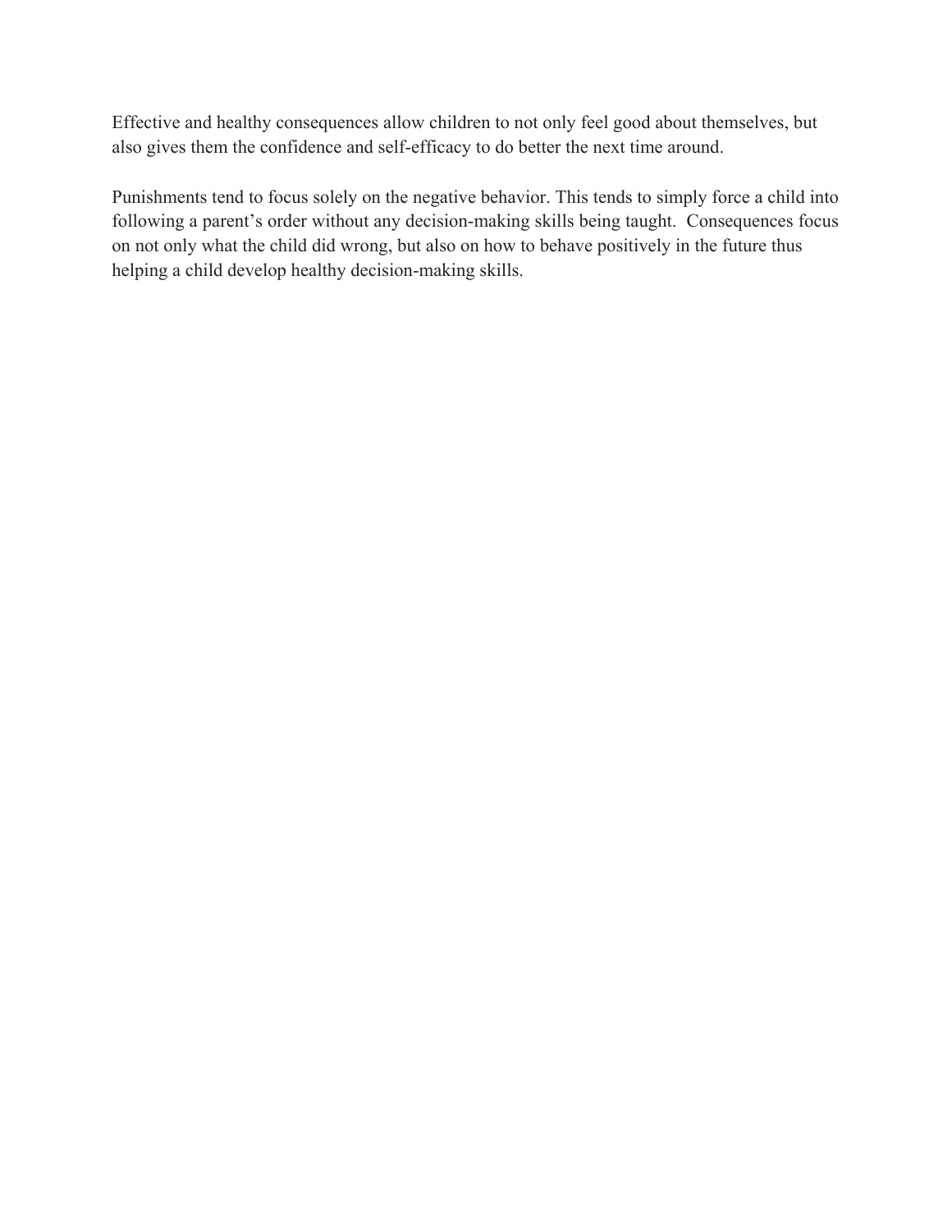Effective and healthy consequences allow children to not only feel good about themselves, but also gives them the confidence and self-efficacy to do better the next time around.

Punishments tend to focus solely on the negative behavior. This tends to simply force a child into following a parent's order without any decision-making skills being taught. Consequences focus on not only what the child did wrong, but also on how to behave positively in the future thus helping a child develop healthy decision-making skills.